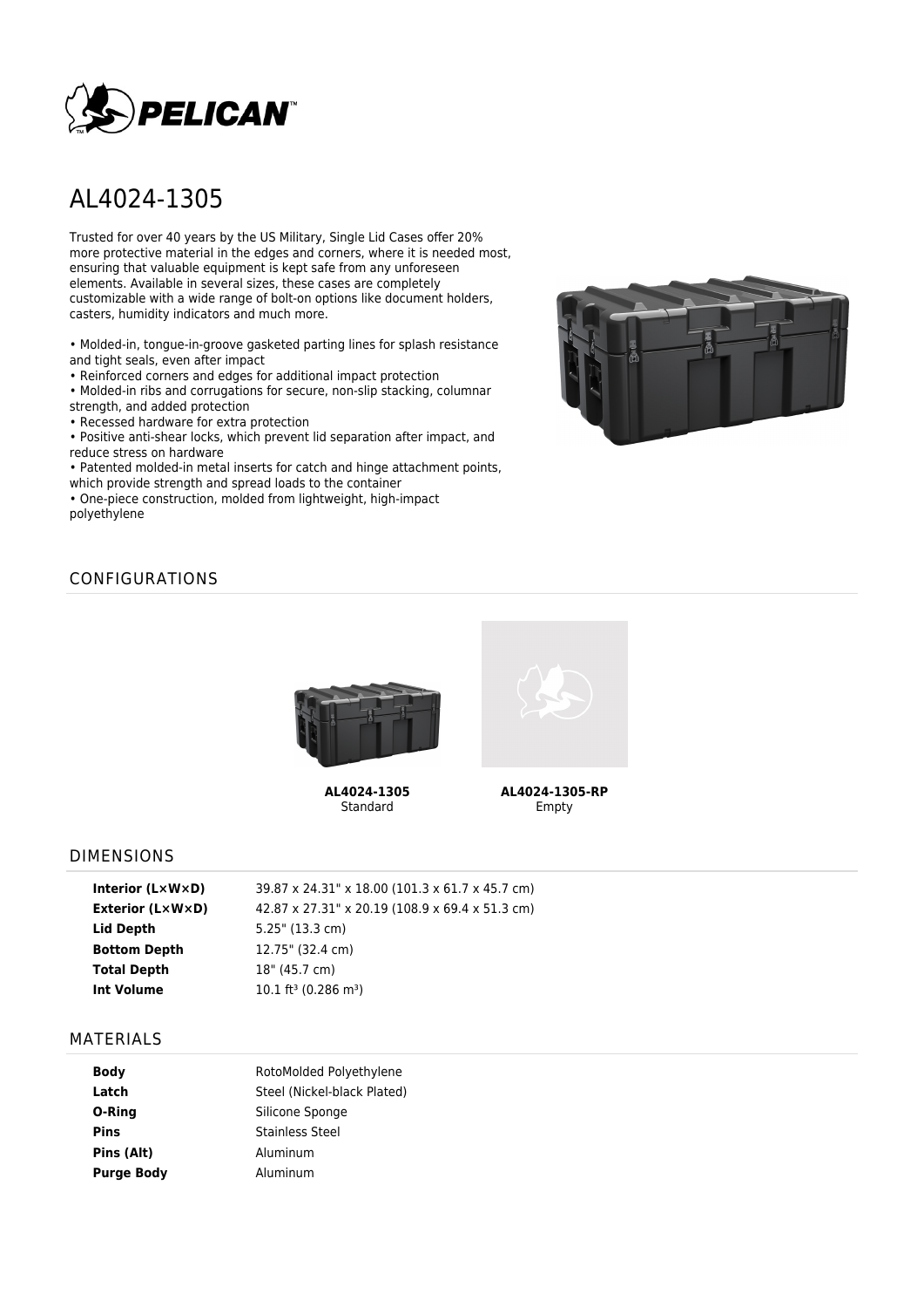# AL4024-1305

Trusted for over 40 years by the US Military, Single Lid Cases offer 20% more protective material in the edges and corners, where it is needed most, ensuring that valuable equipment is kept safe from any unforeseen elements. Available in several sizes, these cases are completely customizable with a wide range of bolt-on options like document holders, casters, humidity indicators and much more.

- Molded-in, tongue-in-groove gasketed parting lines for splash resistance and tight seals, even after impact
- Reinforced corners and edges for additional impact protection
- Molded-in ribs and corrugations for secure, non-slip stacking, columnar strength, and added protection
- Recessed hardware for extra protection
- Positive anti-shear locks, which prevent lid separation after impact, and reduce stress on hardware
- Patented molded-in metal inserts for catch and hinge attachment points, which provide strength and spread loads to the container
- One-piece construction, molded from lightweight, high-impact polyethylene

## CONFIGURATIONS

**AL4024-1305**
Standard

**AL4024-1305-RP**
Empty

## DIMENSIONS

| | |
|---|---|
| **Interior (L×W×D)** | 39.87 x 24.31" x 18.00 (101.3 x 61.7 x 45.7 cm) |
| **Exterior (L×W×D)** | 42.87 x 27.31" x 20.19 (108.9 x 69.4 x 51.3 cm) |
| **Lid Depth** | 5.25" (13.3 cm) |
| **Bottom Depth** | 12.75" (32.4 cm) |
| **Total Depth** | 18" (45.7 cm) |
| **Int Volume** | 10.1 $ft^3$ (0.286 $m^3$) |

## MATERIALS

| | |
|---|---|
| **Body** | RotoMolded Polyethylene |
| **Latch** | Steel (Nickel-black Plated) |
| **O-Ring** | Silicone Sponge |
| **Pins** | Stainless Steel |
| **Pins (Alt)** | Aluminum |
| **Purge Body** | Aluminum |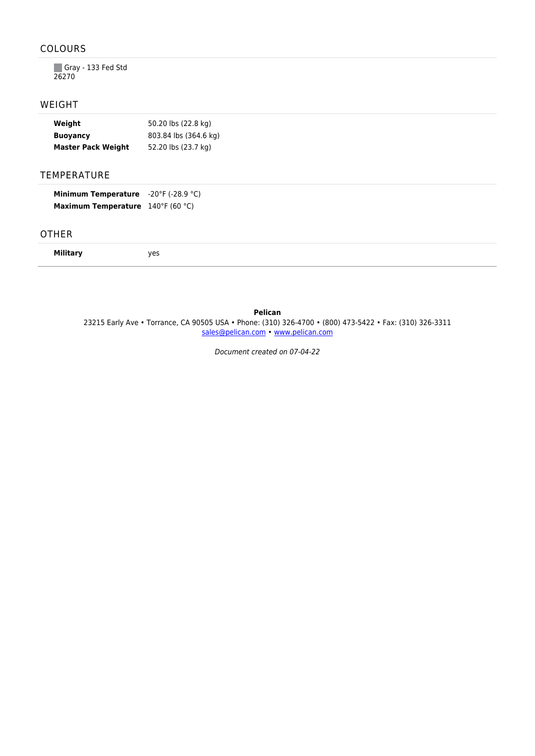## COLOURS

Gray - 133 Fed Std 26270

## WEIGHT

| | |
|---|---|
| **Weight** | 50.20 lbs (22.8 kg) |
| **Buoyancy** | 803.84 lbs (364.6 kg) |
| **Master Pack Weight** | 52.20 lbs (23.7 kg) |

## TEMPERATURE

| | |
|---|---|
| **Minimum Temperature** | -20°F (-28.9 °C) |
| **Maximum Temperature** | 140°F (60 °C) |

## OTHER

| | |
|---|---|
| **Military** | yes |

**Pelican**
23215 Early Ave • Torrance, CA 90505 USA • Phone: (310) 326-4700 • (800) 473-5422 • Fax: (310) 326-3311
sales@pelican.com • www.pelican.com

*Document created on 07-04-22*